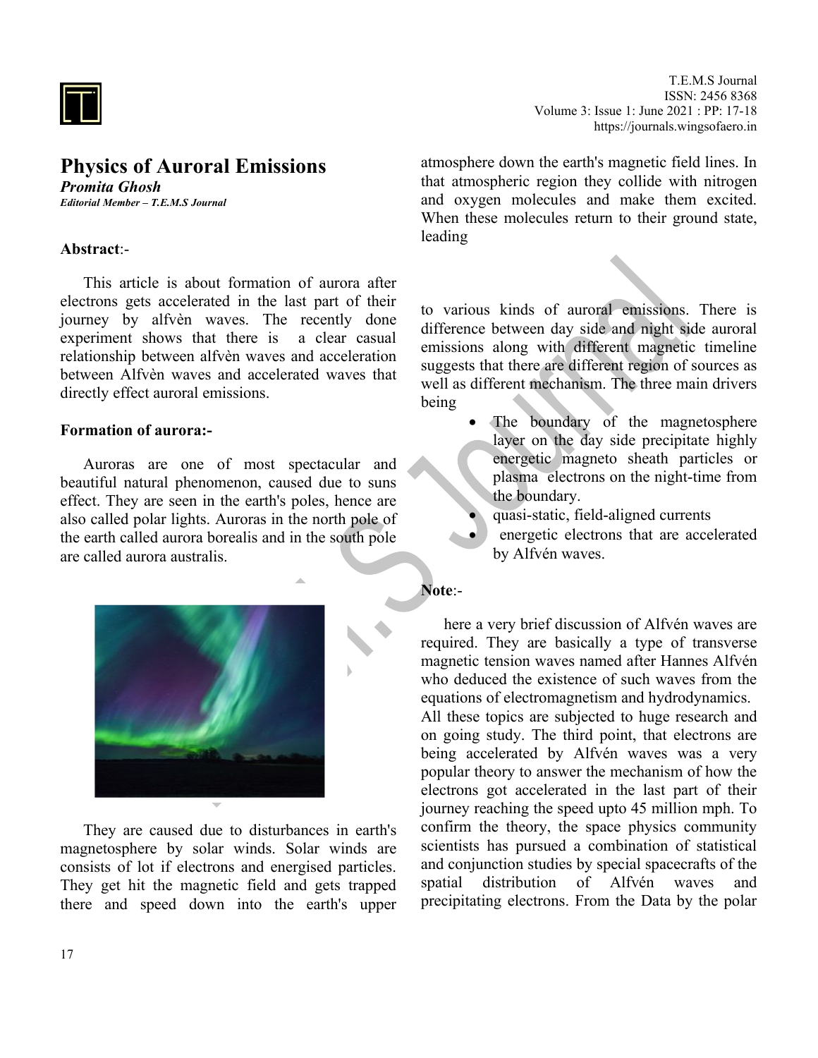# Physics of Auroral Emissions

***Promita Ghosh***

***Editorial Member – T.E.M.S Journal***

**Abstract**:-

This article is about formation of aurora after electrons gets accelerated in the last part of their journey by alfvèn waves. The recently done experiment shows that there is a clear casual relationship between alfvèn waves and acceleration between Alfvèn waves and accelerated waves that directly effect auroral emissions.

**Formation of aurora:-**

Auroras are one of most spectacular and beautiful natural phenomenon, caused due to suns effect. They are seen in the earth's poles, hence are also called polar lights. Auroras in the north pole of the earth called aurora borealis and in the south pole are called aurora australis.

They are caused due to disturbances in earth's magnetosphere by solar winds. Solar winds are consists of lot if electrons and energised particles. They get hit the magnetic field and gets trapped there and speed down into the earth's upper atmosphere down the earth's magnetic field lines. In that atmospheric region they collide with nitrogen and oxygen molecules and make them excited. When these molecules return to their ground state, leading

to various kinds of auroral emissions. There is difference between day side and night side auroral emissions along with different magnetic timeline suggests that there are different region of sources as well as different mechanism. The three main drivers being

- The boundary of the magnetosphere layer on the day side precipitate highly energetic magneto sheath particles or plasma electrons on the night-time from the boundary.
- quasi-static, field-aligned currents
- energetic electrons that are accelerated by Alfvén waves.

**Note**:-

here a very brief discussion of Alfvén waves are required. They are basically a type of transverse magnetic tension waves named after Hannes Alfvén who deduced the existence of such waves from the equations of electromagnetism and hydrodynamics. All these topics are subjected to huge research and on going study. The third point, that electrons are being accelerated by Alfvén waves was a very popular theory to answer the mechanism of how the electrons got accelerated in the last part of their journey reaching the speed upto 45 million mph. To confirm the theory, the space physics community scientists has pursued a combination of statistical and conjunction studies by special spacecrafts of the spatial distribution of Alfvén waves and precipitating electrons. From the Data by the polar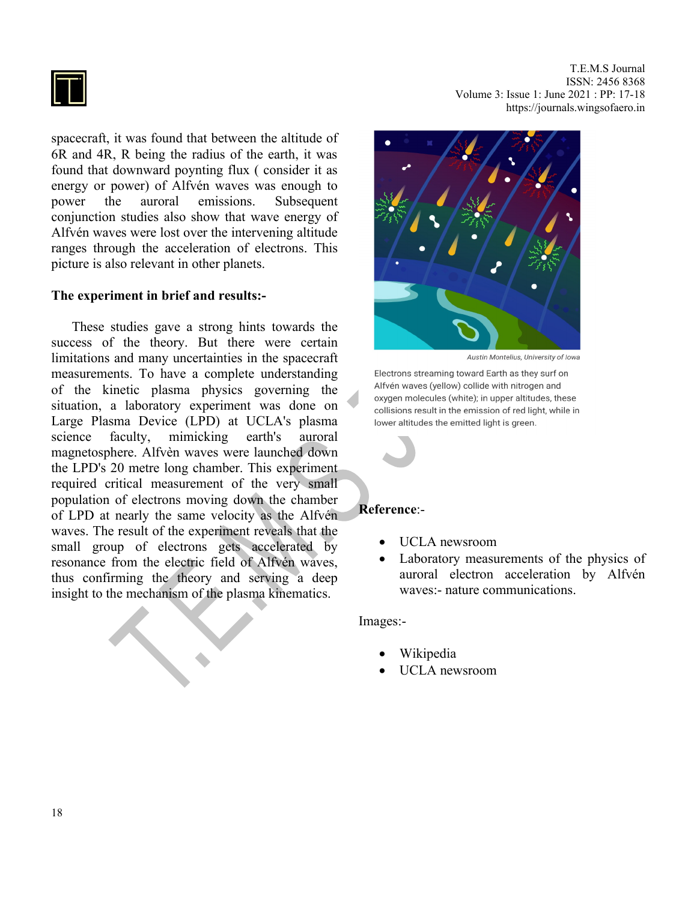spacecraft, it was found that between the altitude of 6R and 4R, R being the radius of the earth, it was found that downward poynting flux ( consider it as energy or power) of Alfvén waves was enough to power the auroral emissions. Subsequent conjunction studies also show that wave energy of Alfvén waves were lost over the intervening altitude ranges through the acceleration of electrons. This picture is also relevant in other planets.

**The experiment in brief and results:-**

These studies gave a strong hints towards the success of the theory. But there were certain limitations and many uncertainties in the spacecraft measurements. To have a complete understanding of the kinetic plasma physics governing the situation, a laboratory experiment was done on Large Plasma Device (LPD) at UCLA's plasma science faculty, mimicking earth's auroral magnetosphere. Alfvèn waves were launched down the LPD's 20 metre long chamber. This experiment required critical measurement of the very small population of electrons moving down the chamber of LPD at nearly the same velocity as the Alfvén waves. The result of the experiment reveals that the small group of electrons gets accelerated by resonance from the electric field of Alfvén waves, thus confirming the theory and serving a deep insight to the mechanism of the plasma kinematics.

Austin Montelius, University of Iowa

Electrons streaming toward Earth as they surf on Alfvén waves (yellow) collide with nitrogen and oxygen molecules (white); in upper altitudes, these collisions result in the emission of red light, while in lower altitudes the emitted light is green.

**Reference**:-

- UCLA newsroom
- Laboratory measurements of the physics of auroral electron acceleration by Alfvén waves:- nature communications.

Images:-

- Wikipedia
- UCLA newsroom